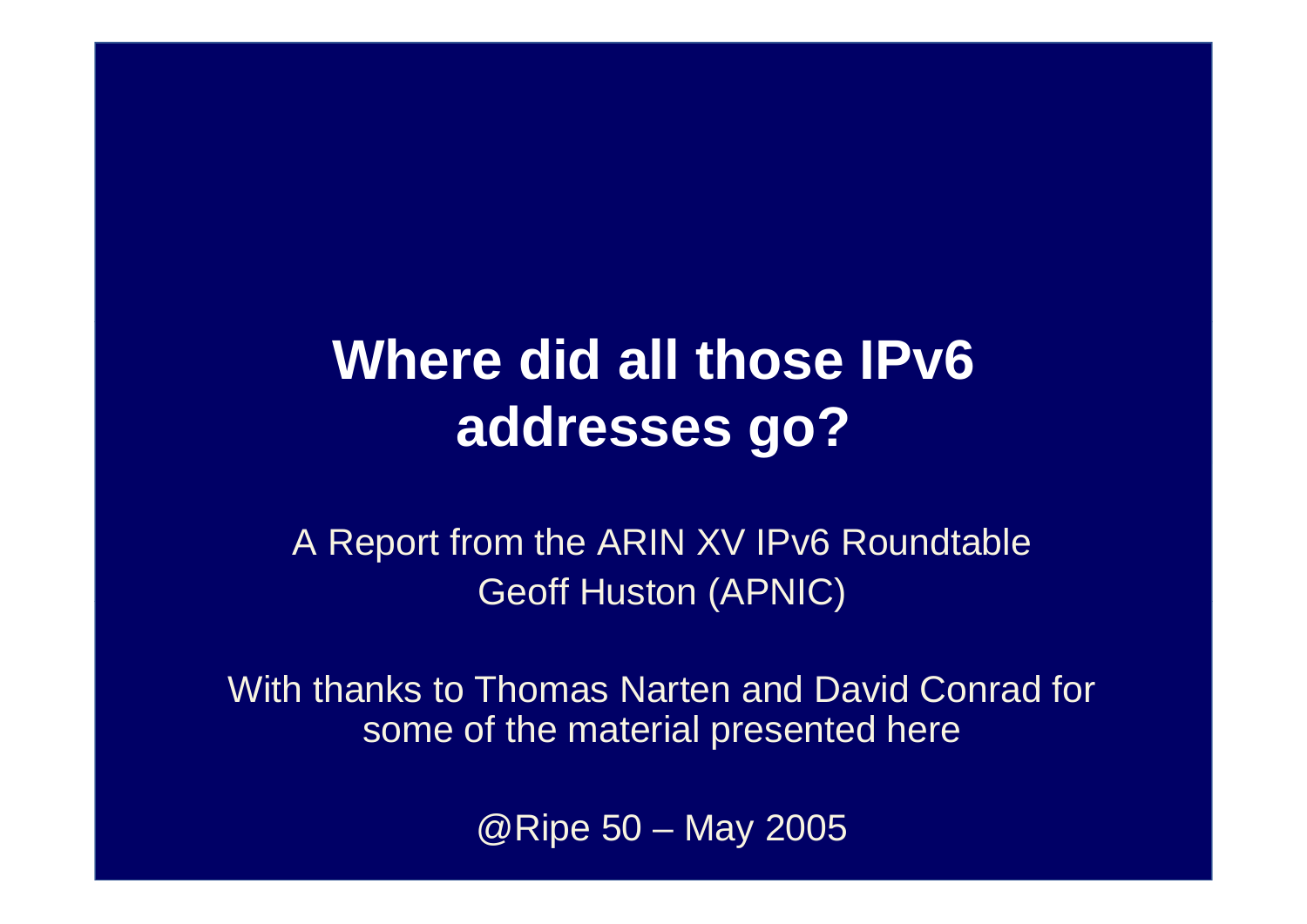# Where did all those IPv6 addresses go?

A Report from the ARIN XV IPv6 Roundtable
Geoff Huston (APNIC)

With thanks to Thomas Narten and David Conrad for some of the material presented here

@Ripe 50 – May 2005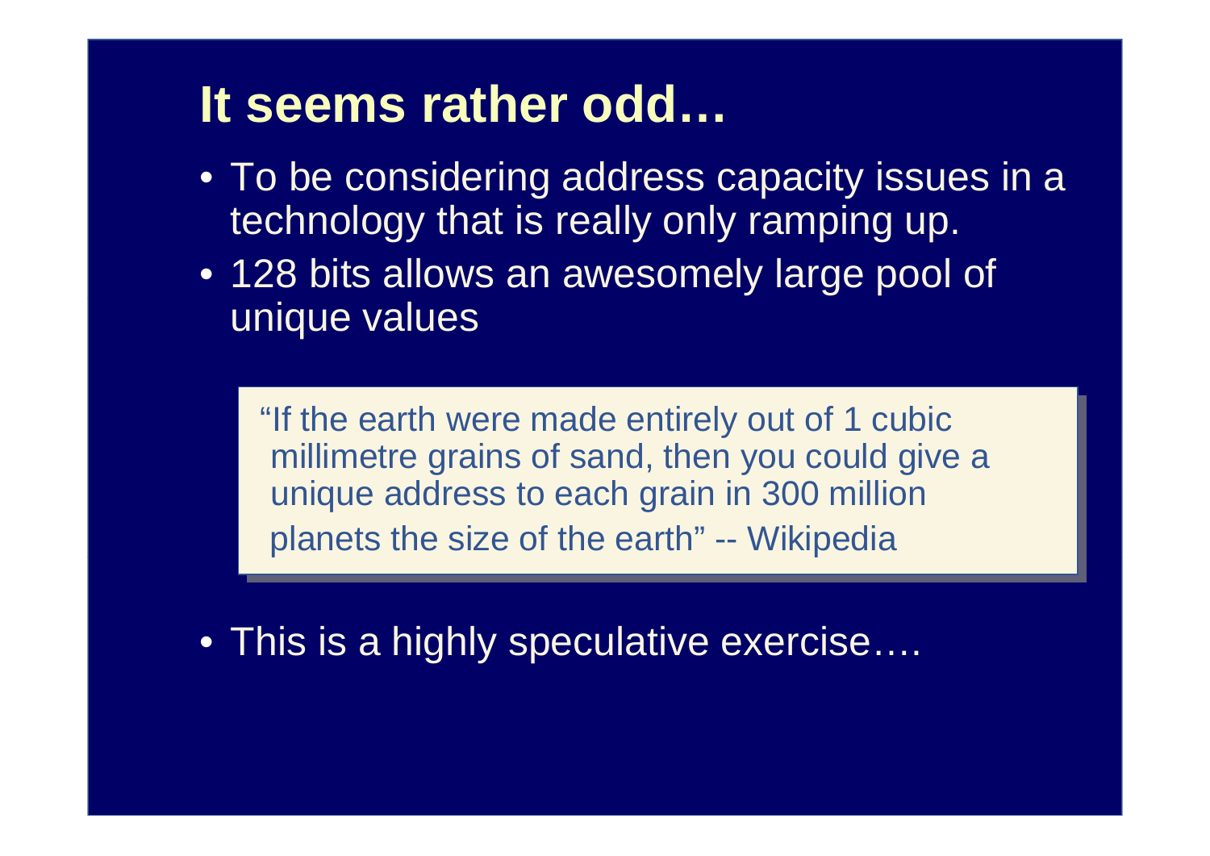# It seems rather odd…

- To be considering address capacity issues in a technology that is really only ramping up.
- 128 bits allows an awesomely large pool of unique values

> "If the earth were made entirely out of 1 cubic millimetre grains of sand, then you could give a unique address to each grain in 300 million planets the size of the earth" -- Wikipedia

- This is a highly speculative exercise….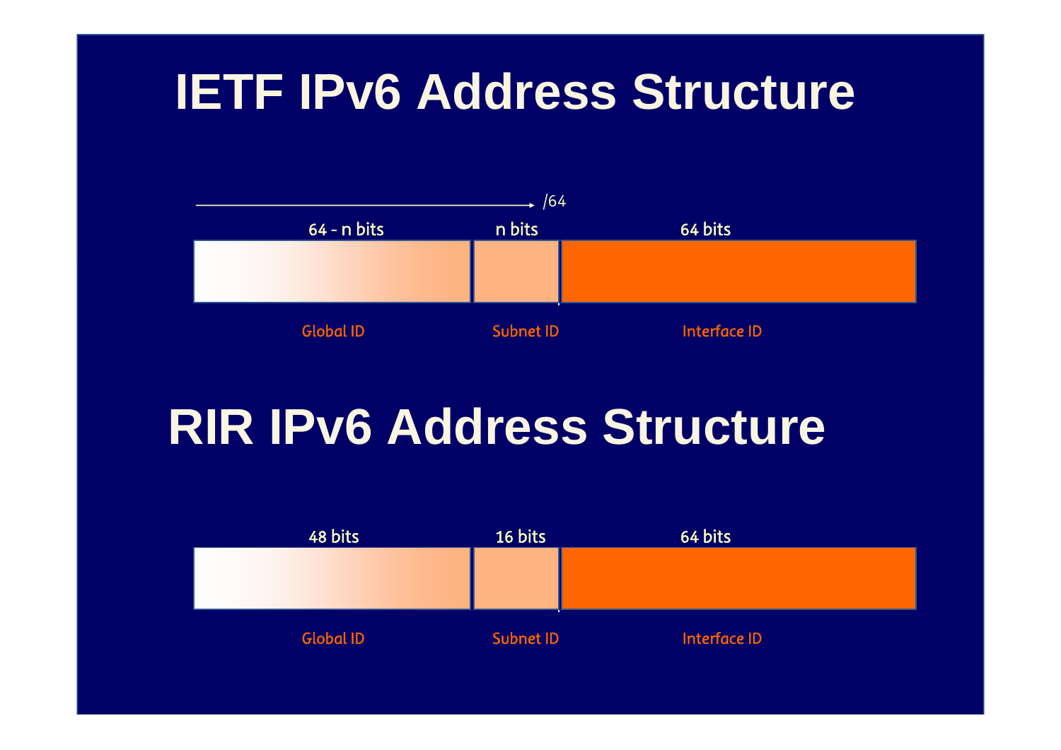# IETF IPv6 Address Structure

/64

| 64 - n bits | n bits | 64 bits |
| --- | --- | --- |
| Global ID | Subnet ID | Interface ID |

# RIR IPv6 Address Structure

| 48 bits | 16 bits | 64 bits |
| --- | --- | --- |
| Global ID | Subnet ID | Interface ID |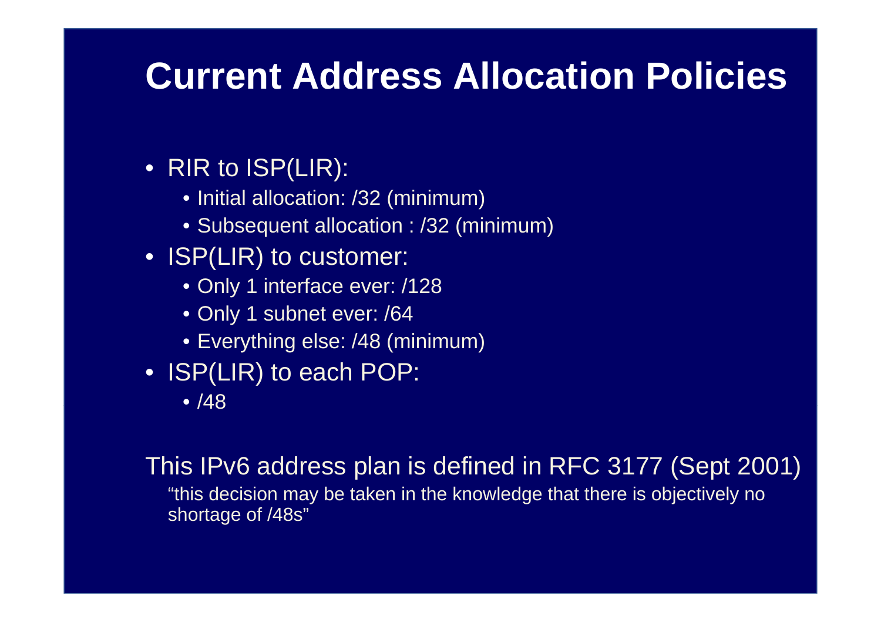# Current Address Allocation Policies

- RIR to ISP(LIR):
  - Initial allocation: /32 (minimum)
  - Subsequent allocation : /32 (minimum)
- ISP(LIR) to customer:
  - Only 1 interface ever: /128
  - Only 1 subnet ever: /64
  - Everything else: /48 (minimum)
- ISP(LIR) to each POP:
  - /48

This IPv6 address plan is defined in RFC 3177 (Sept 2001)

"this decision may be taken in the knowledge that there is objectively no shortage of /48s"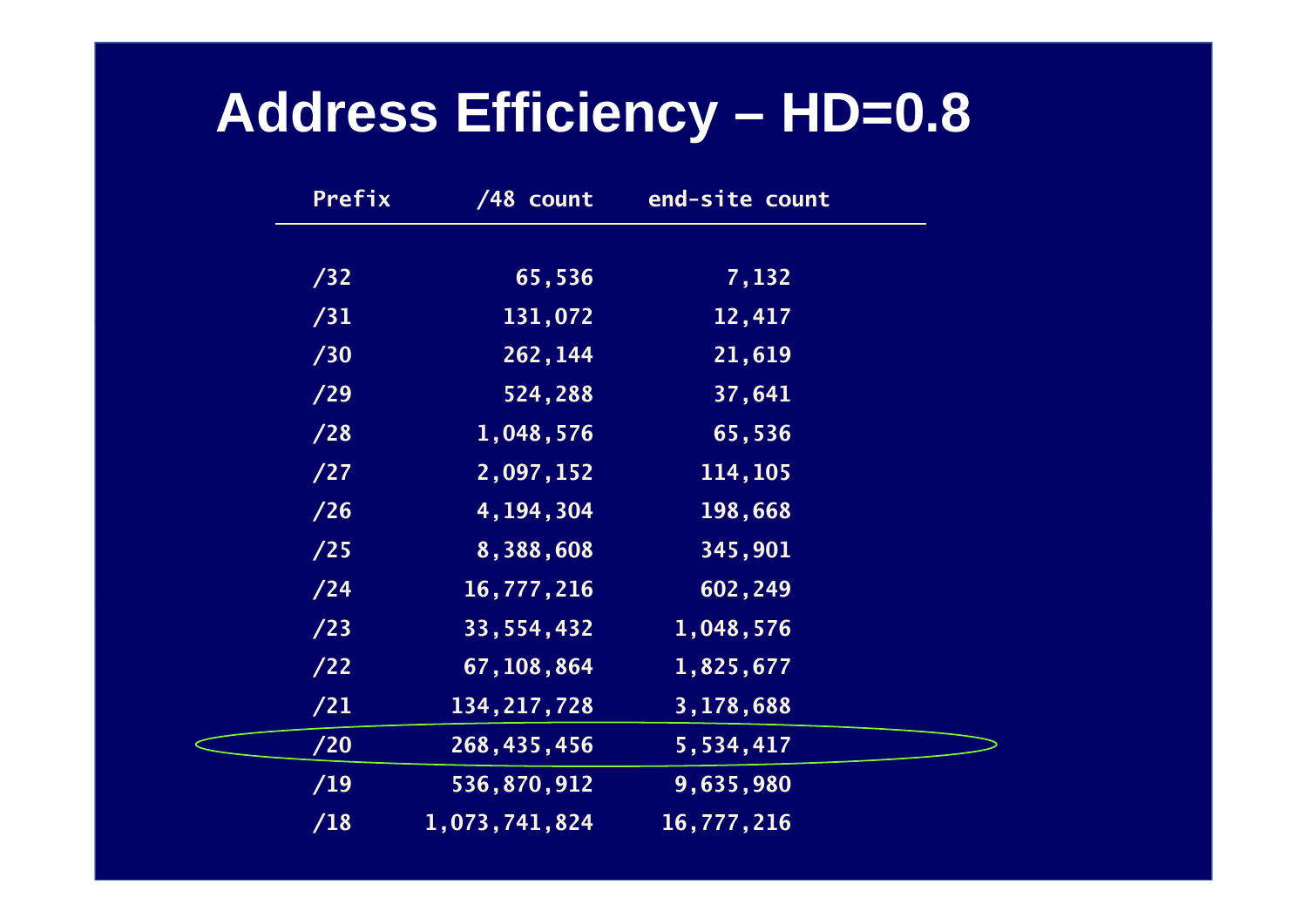# Address Efficiency – HD=0.8

| Prefix | /48 count | end-site count |
|---|---|---|
| /32 | 65,536 | 7,132 |
| /31 | 131,072 | 12,417 |
| /30 | 262,144 | 21,619 |
| /29 | 524,288 | 37,641 |
| /28 | 1,048,576 | 65,536 |
| /27 | 2,097,152 | 114,105 |
| /26 | 4,194,304 | 198,668 |
| /25 | 8,388,608 | 345,901 |
| /24 | 16,777,216 | 602,249 |
| /23 | 33,554,432 | 1,048,576 |
| /22 | 67,108,864 | 1,825,677 |
| /21 | 134,217,728 | 3,178,688 |
| /20 | 268,435,456 | 5,534,417 |
| /19 | 536,870,912 | 9,635,980 |
| /18 | 1,073,741,824 | 16,777,216 |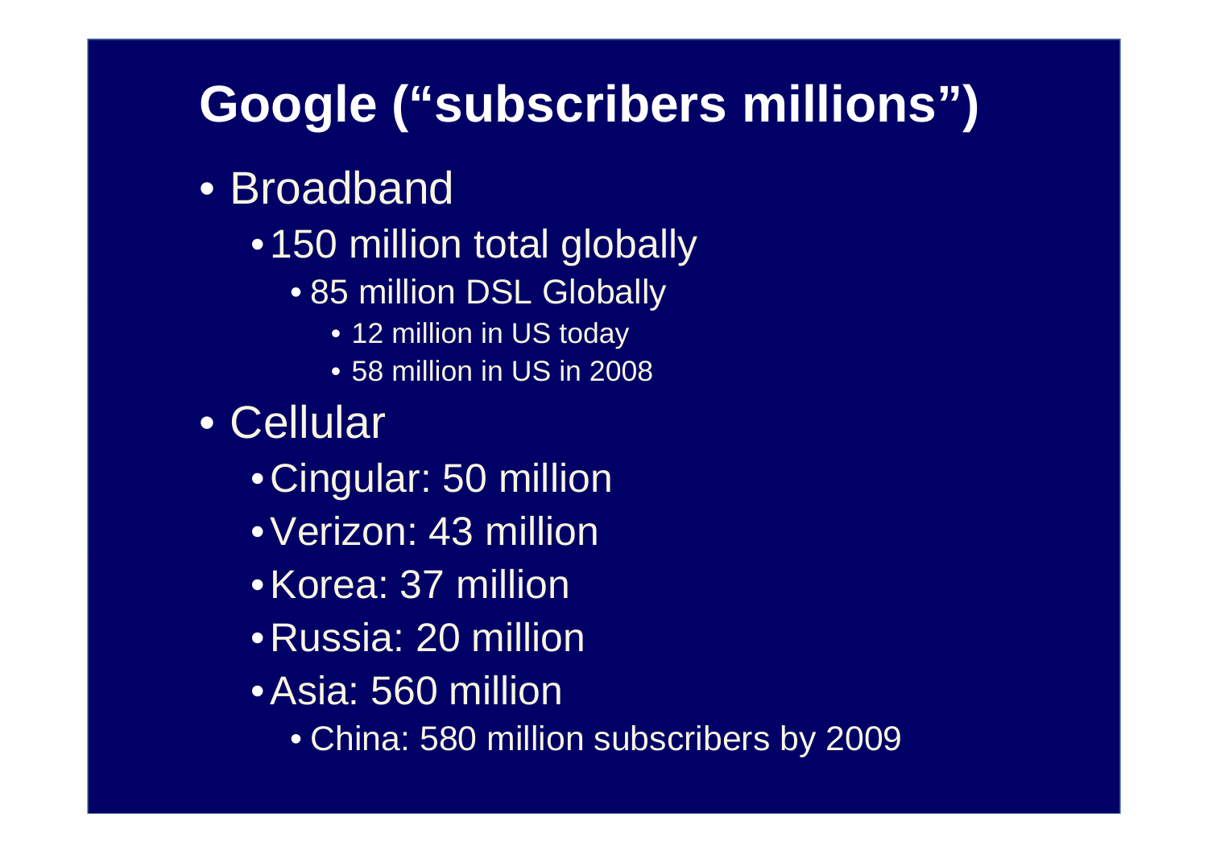# Google ("subscribers millions")

- Broadband
  - 150 million total globally
    - 85 million DSL Globally
      - 12 million in US today
      - 58 million in US in 2008
- Cellular
  - Cingular: 50 million
  - Verizon: 43 million
  - Korea: 37 million
  - Russia: 20 million
  - Asia: 560 million
    - China: 580 million subscribers by 2009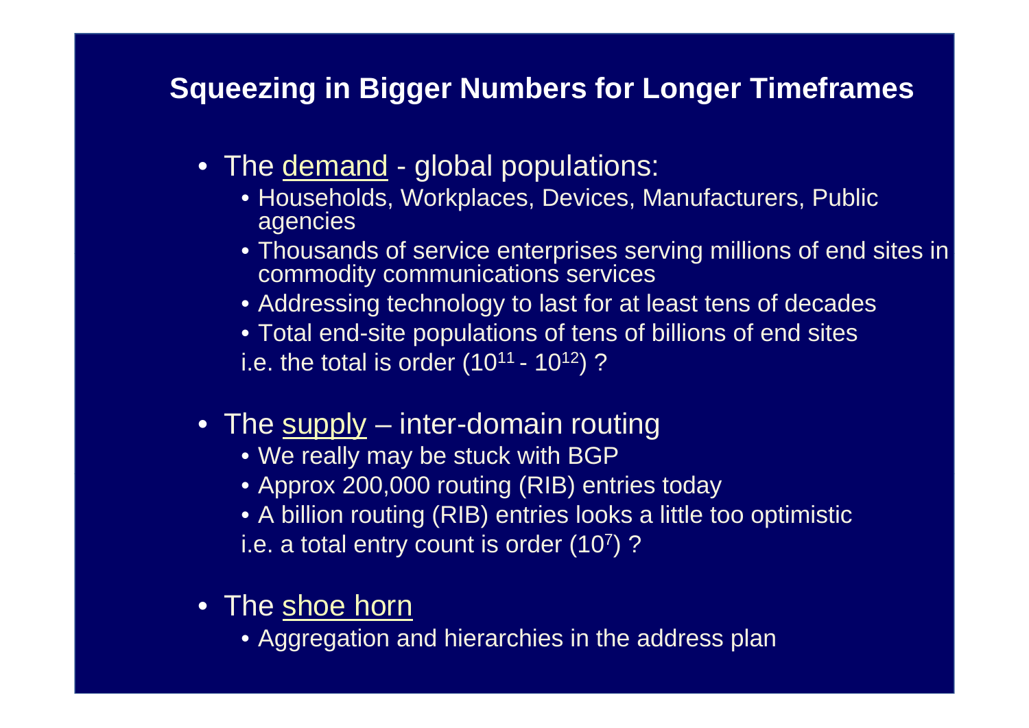## Squeezing in Bigger Numbers for Longer Timeframes

- The demand - global populations:
  - Households, Workplaces, Devices, Manufacturers, Public agencies
  - Thousands of service enterprises serving millions of end sites in commodity communications services
  - Addressing technology to last for at least tens of decades
  - Total end-site populations of tens of billions of end sites

  i.e. the total is order ($10^{11}$ - $10^{12}$) ?

- The supply – inter-domain routing
  - We really may be stuck with BGP
  - Approx 200,000 routing (RIB) entries today
  - A billion routing (RIB) entries looks a little too optimistic

  i.e. a total entry count is order ($10^{7}$) ?

- The shoe horn
  - Aggregation and hierarchies in the address plan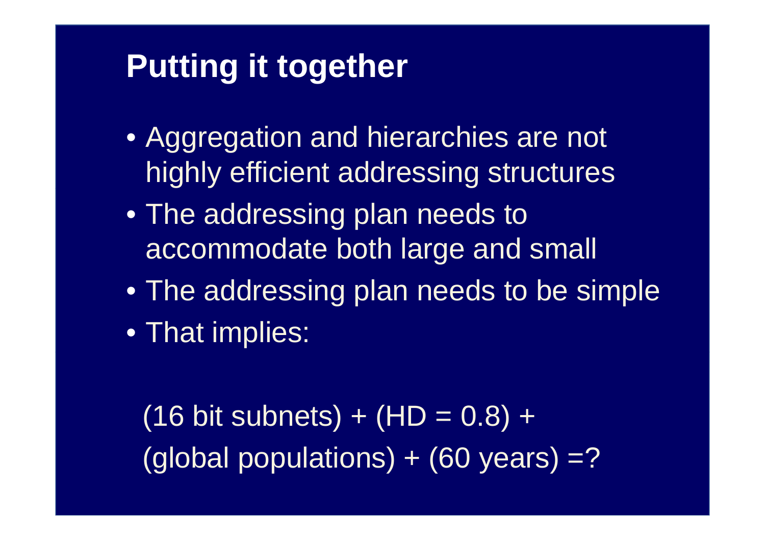# Putting it together

- Aggregation and hierarchies are not highly efficient addressing structures
- The addressing plan needs to accommodate both large and small
- The addressing plan needs to be simple
- That implies:

(16 bit subnets) + (HD = 0.8) + (global populations) + (60 years) =?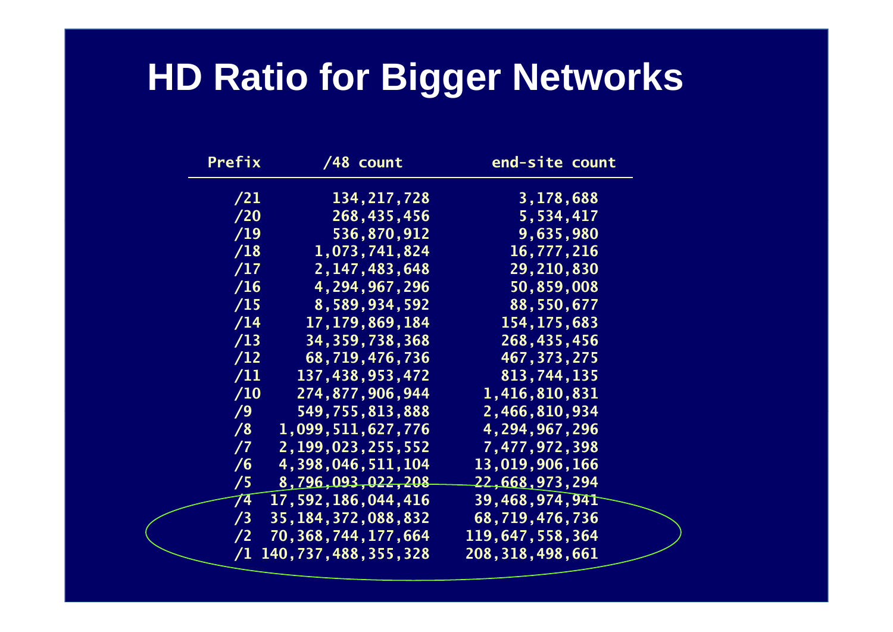# HD Ratio for Bigger Networks

| Prefix | /48 count | end-site count |
|---|---|---|
| /21 | 134,217,728 | 3,178,688 |
| /20 | 268,435,456 | 5,534,417 |
| /19 | 536,870,912 | 9,635,980 |
| /18 | 1,073,741,824 | 16,777,216 |
| /17 | 2,147,483,648 | 29,210,830 |
| /16 | 4,294,967,296 | 50,859,008 |
| /15 | 8,589,934,592 | 88,550,677 |
| /14 | 17,179,869,184 | 154,175,683 |
| /13 | 34,359,738,368 | 268,435,456 |
| /12 | 68,719,476,736 | 467,373,275 |
| /11 | 137,438,953,472 | 813,744,135 |
| /10 | 274,877,906,944 | 1,416,810,831 |
| /9 | 549,755,813,888 | 2,466,810,934 |
| /8 | 1,099,511,627,776 | 4,294,967,296 |
| /7 | 2,199,023,255,552 | 7,477,972,398 |
| /6 | 4,398,046,511,104 | 13,019,906,166 |
| /5 | 8,796,093,022,208 | 22,668,973,294 |
| /4 | 17,592,186,044,416 | 39,468,974,941 |
| /3 | 35,184,372,088,832 | 68,719,476,736 |
| /2 | 70,368,744,177,664 | 119,647,558,364 |
| /1 | 140,737,488,355,328 | 208,318,498,661 |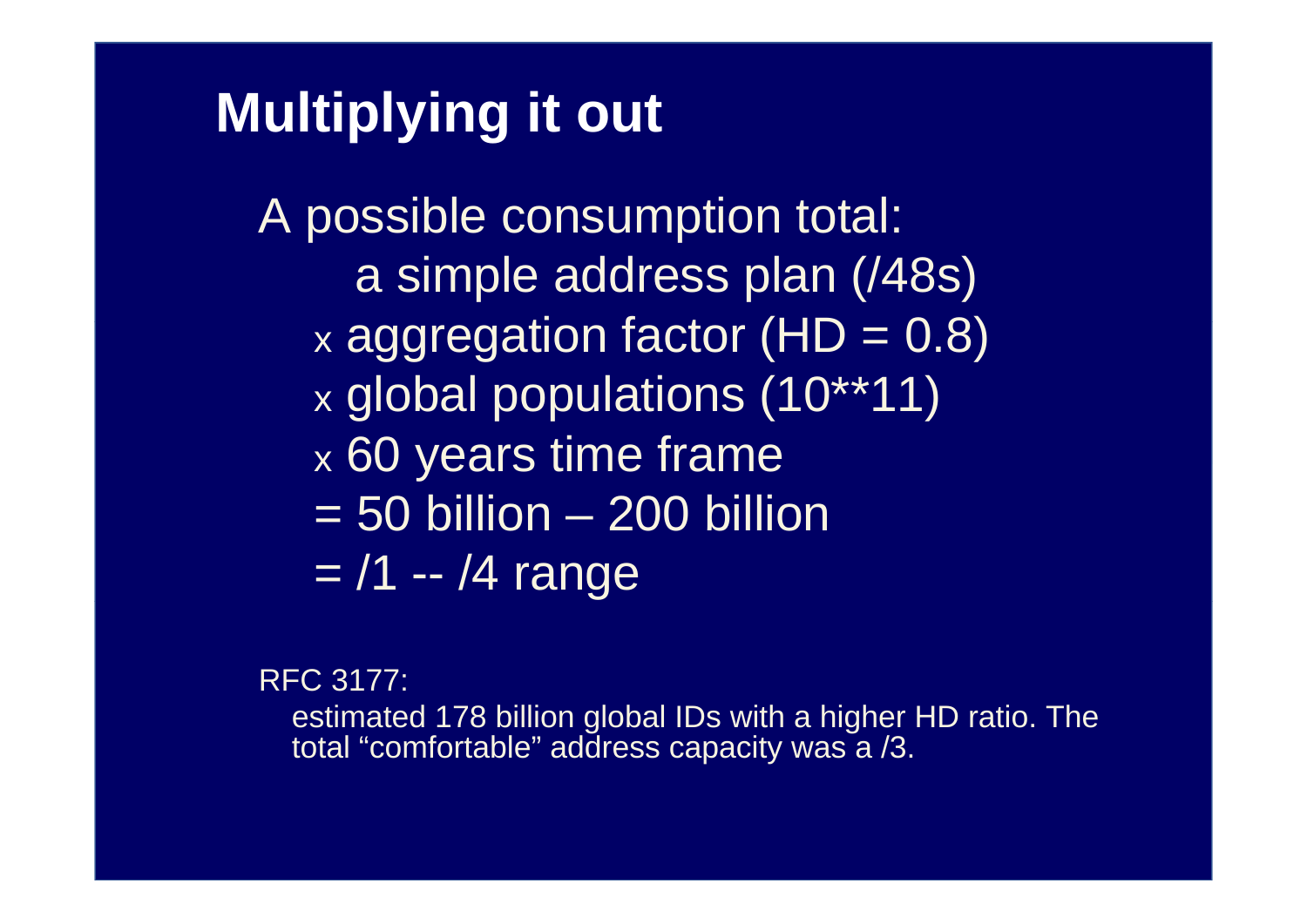## Multiplying it out

A possible consumption total:

a simple address plan (/48s)

x aggregation factor (HD = 0.8)

x global populations (10**11)

x 60 years time frame

= 50 billion – 200 billion

= /1 -- /4 range

RFC 3177:

estimated 178 billion global IDs with a higher HD ratio. The total "comfortable" address capacity was a /3.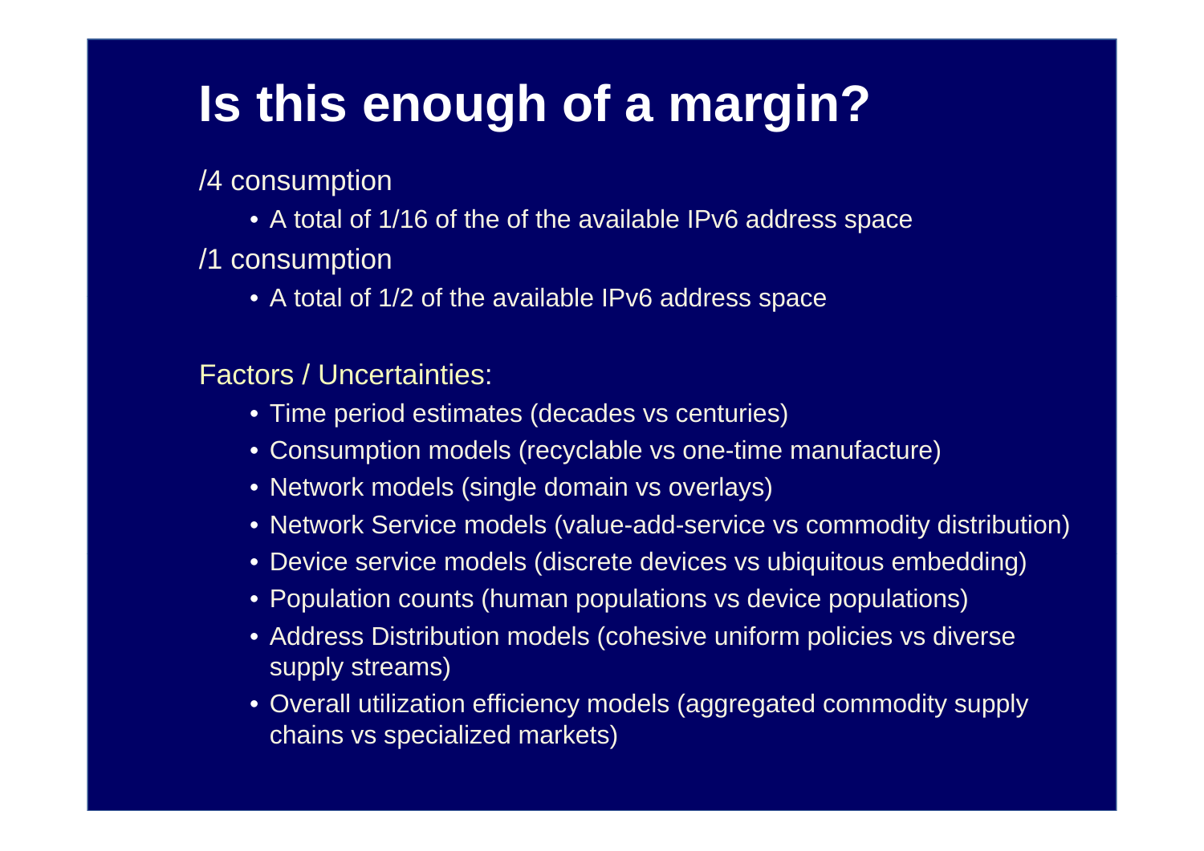# Is this enough of a margin?

/4 consumption

- A total of 1/16 of the of the available IPv6 address space

/1 consumption

- A total of 1/2 of the available IPv6 address space

Factors / Uncertainties:

- Time period estimates (decades vs centuries)
- Consumption models (recyclable vs one-time manufacture)
- Network models (single domain vs overlays)
- Network Service models (value-add-service vs commodity distribution)
- Device service models (discrete devices vs ubiquitous embedding)
- Population counts (human populations vs device populations)
- Address Distribution models (cohesive uniform policies vs diverse supply streams)
- Overall utilization efficiency models (aggregated commodity supply chains vs specialized markets)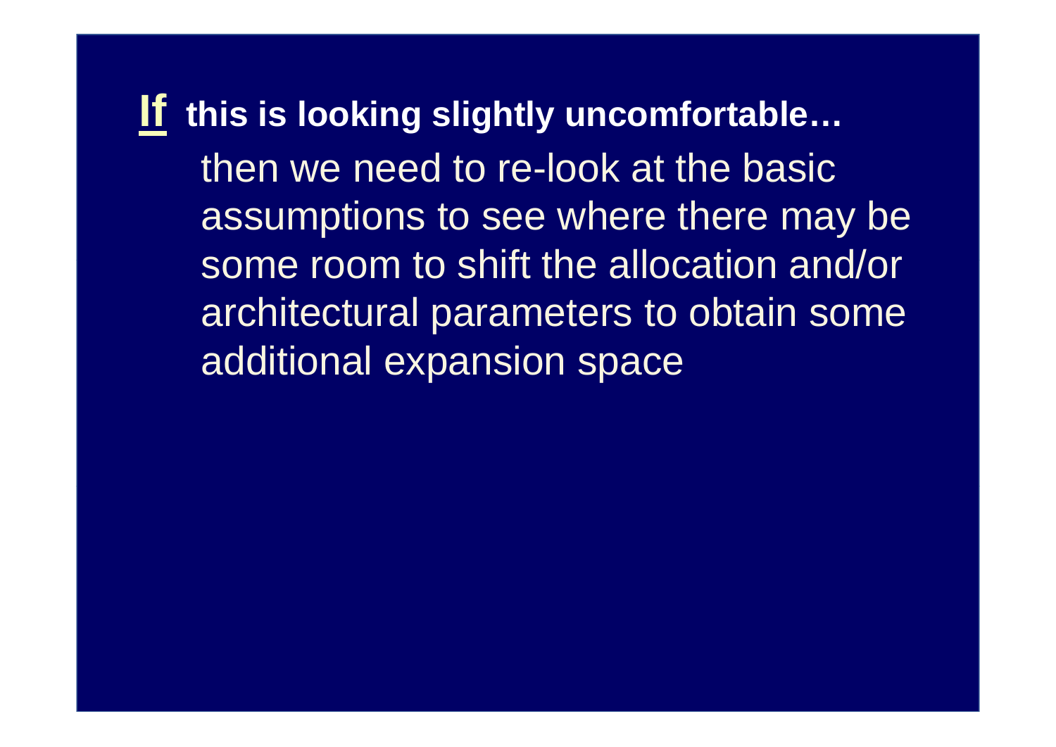**If this is looking slightly uncomfortable…**

then we need to re-look at the basic assumptions to see where there may be some room to shift the allocation and/or architectural parameters to obtain some additional expansion space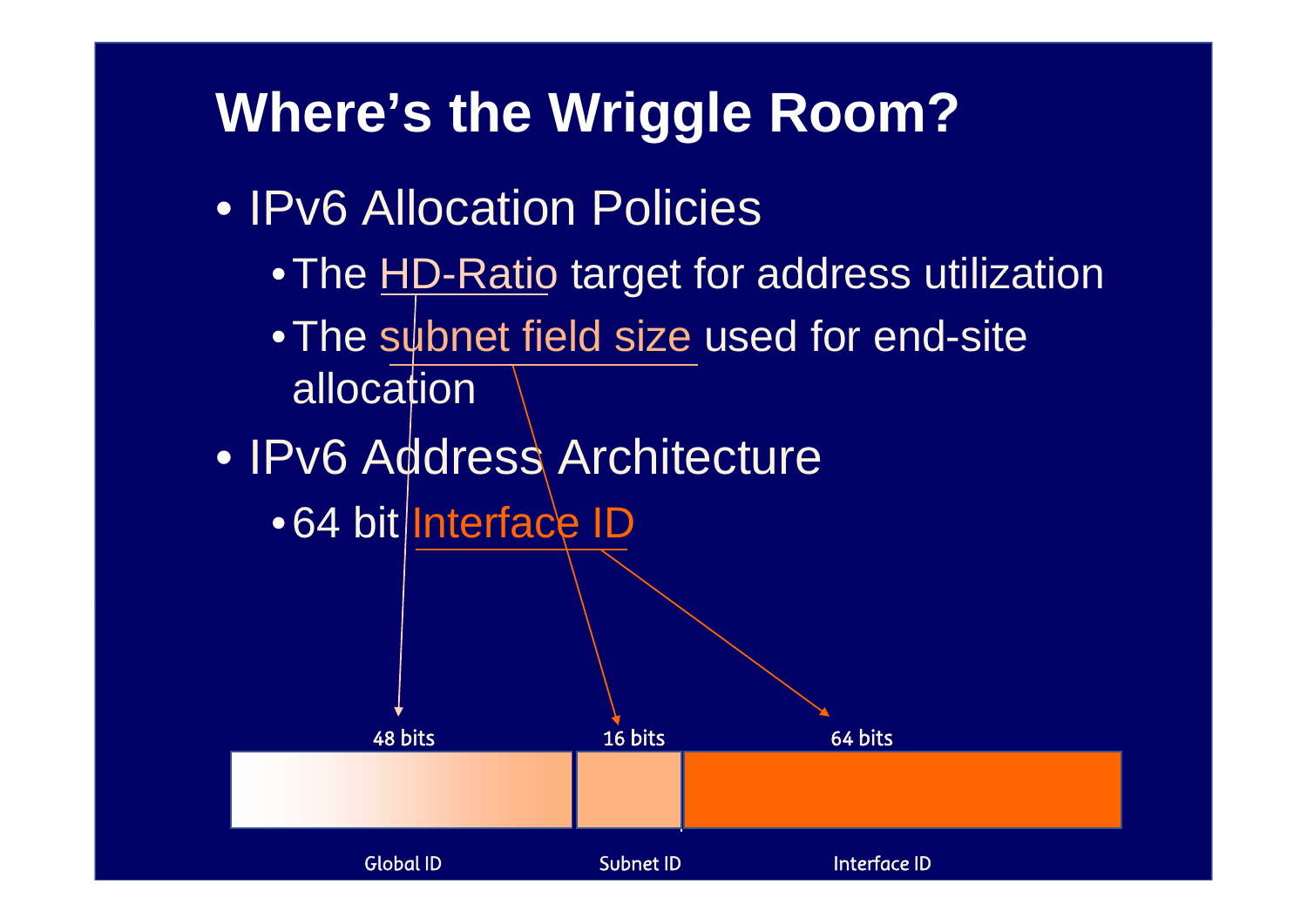# Where's the Wriggle Room?

- IPv6 Allocation Policies
  - The HD-Ratio target for address utilization
  - The subnet field size used for end-site allocation
- IPv6 Address Architecture
  - 64 bit Interface ID

| 48 bits | 16 bits | 64 bits |
| --- | --- | --- |
| Global ID | Subnet ID | Interface ID |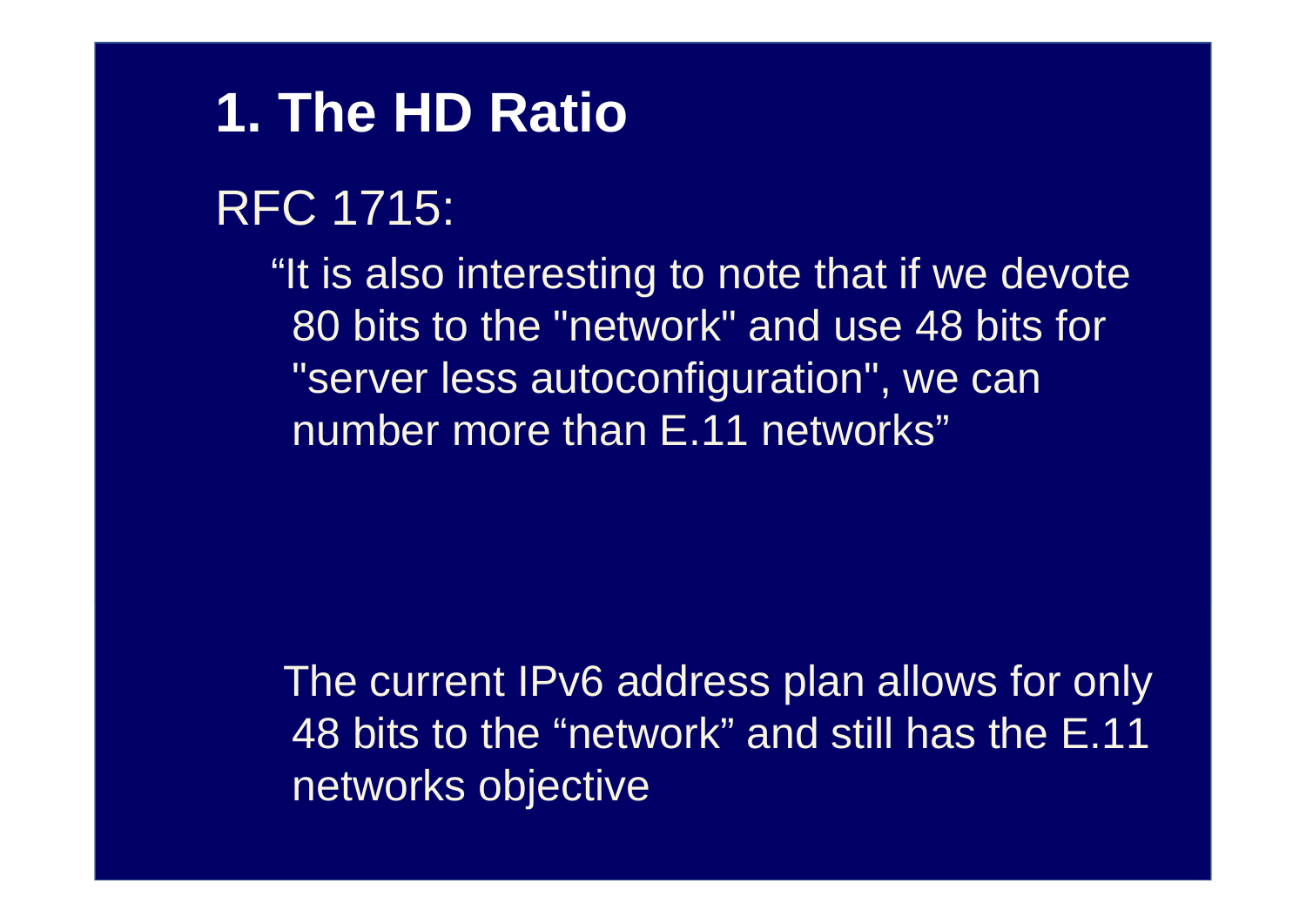# 1. The HD Ratio

RFC 1715:

“It is also interesting to note that if we devote 80 bits to the "network" and use 48 bits for "server less autoconfiguration", we can number more than E.11 networks”

The current IPv6 address plan allows for only 48 bits to the “network” and still has the E.11 networks objective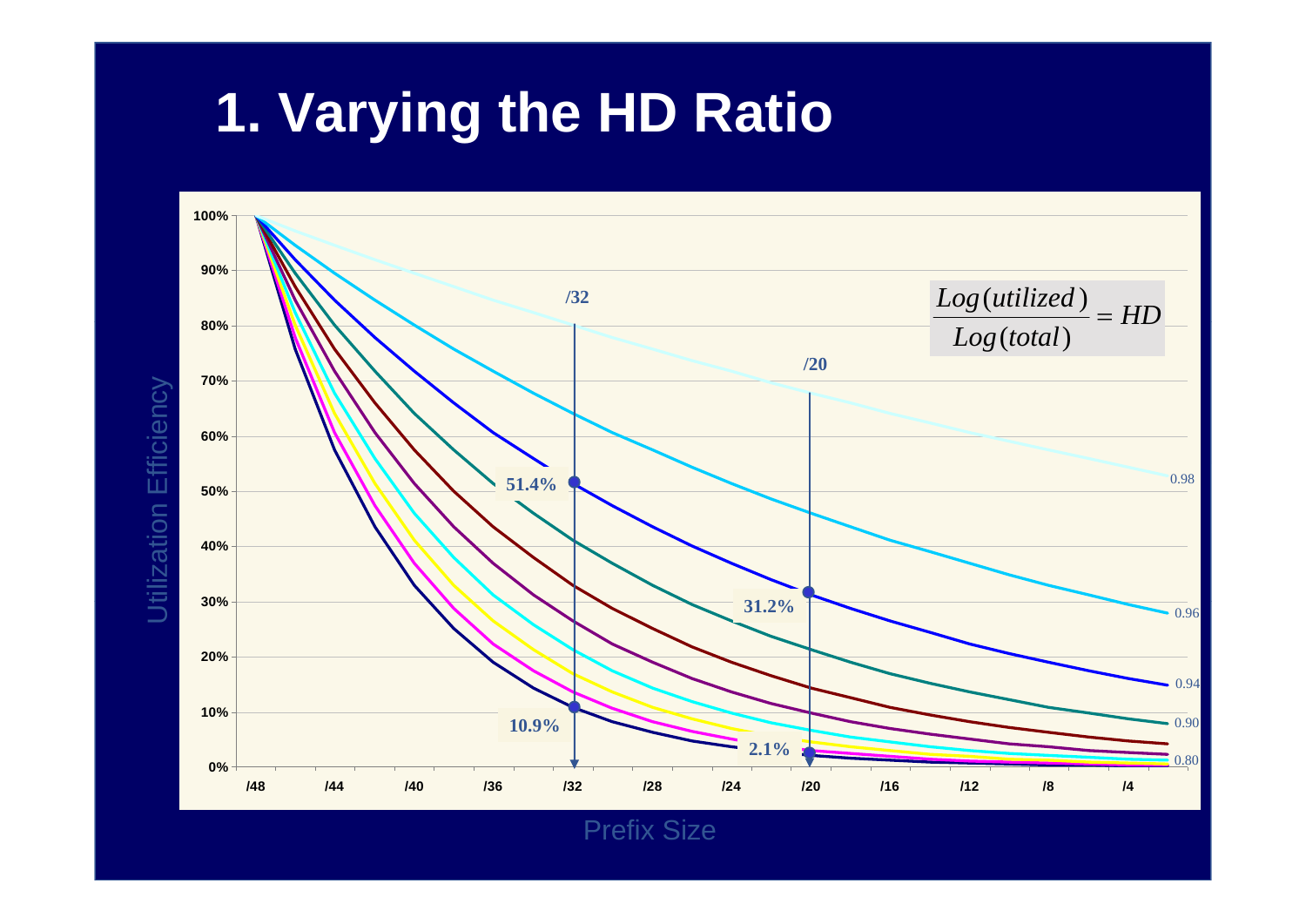# 1. Varying the HD Ratio

$$\frac{Log(utilized)}{Log(total)} = HD$$

Utilization Efficiency

Prefix Size

/32

/20

51.4%

31.2%

10.9%

2.1%

0.98

0.96

0.94

0.90

0.80

100%

90%

80%

70%

60%

50%

40%

30%

20%

10%

0%

/48 /44 /40 /36 /32 /28 /24 /20 /16 /12 /8 /4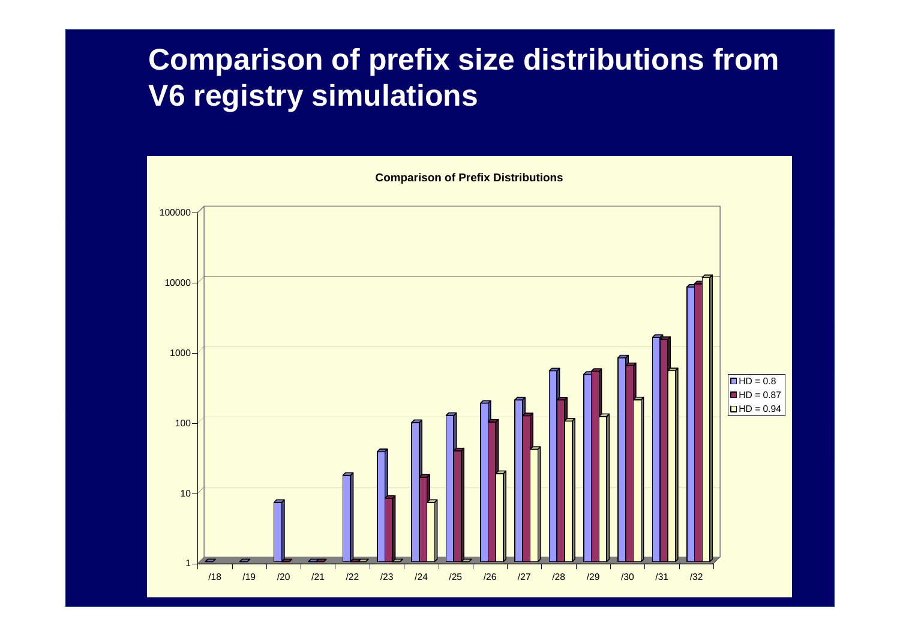# Comparison of prefix size distributions from V6 registry simulations

**Comparison of Prefix Distributions**

100000
10000
1000
100
10
1

/18 /19 /20 /21 /22 /23 /24 /25 /26 /27 /28 /29 /30 /31 /32

- HD = 0.8
- HD = 0.87
- HD = 0.94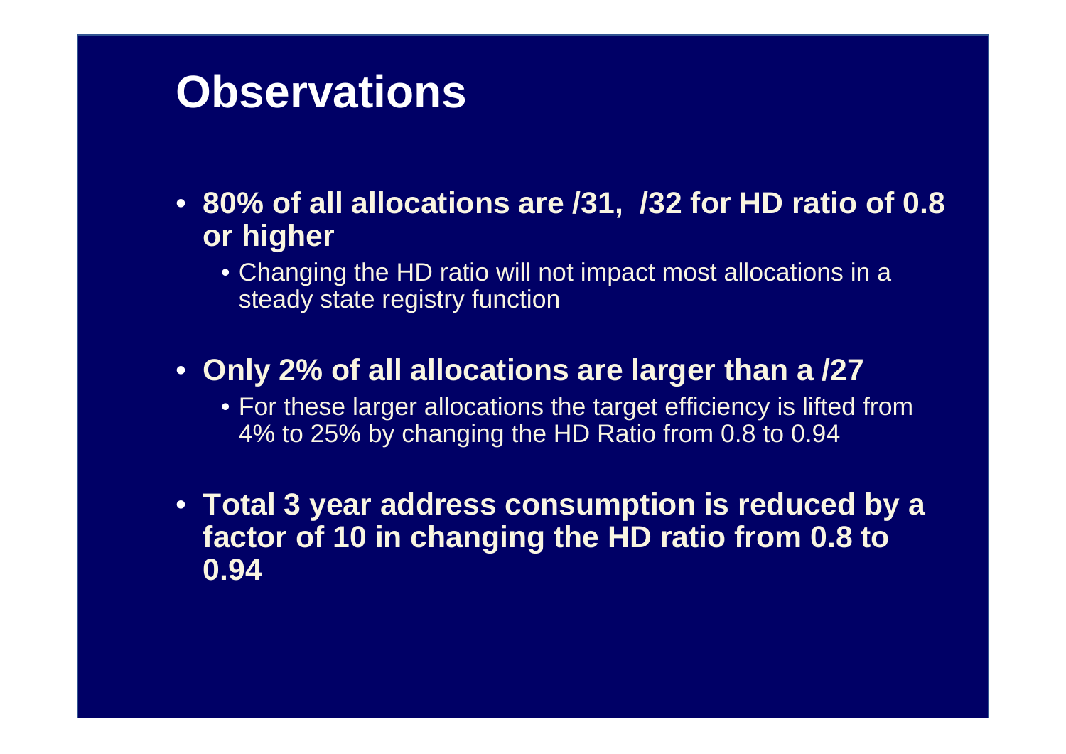# Observations

- **80% of all allocations are /31, /32 for HD ratio of 0.8 or higher**
  - Changing the HD ratio will not impact most allocations in a steady state registry function
- **Only 2% of all allocations are larger than a /27**
  - For these larger allocations the target efficiency is lifted from 4% to 25% by changing the HD Ratio from 0.8 to 0.94
- **Total 3 year address consumption is reduced by a factor of 10 in changing the HD ratio from 0.8 to 0.94**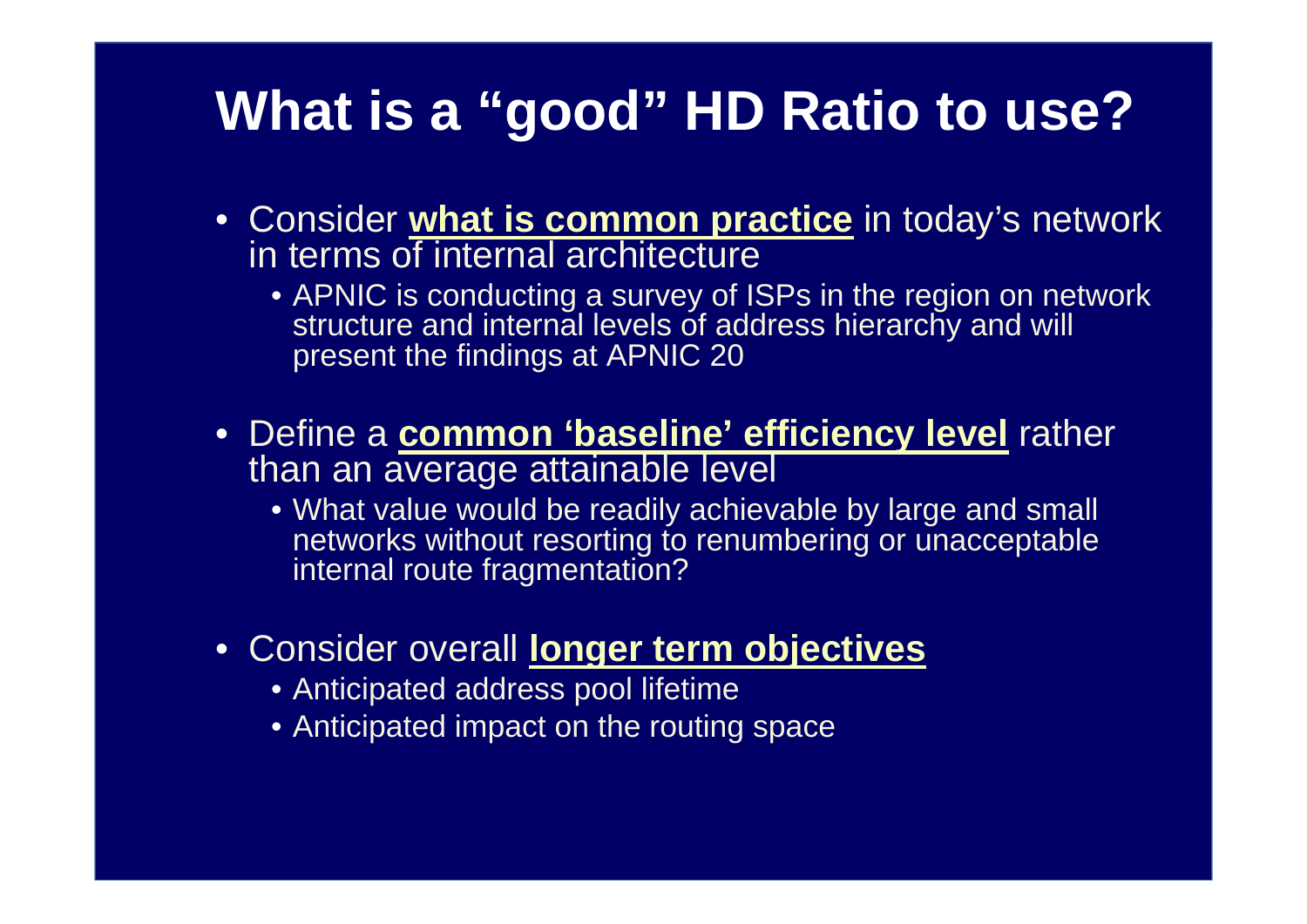# What is a "good" HD Ratio to use?

- Consider **what is common practice** in today's network in terms of internal architecture
  - APNIC is conducting a survey of ISPs in the region on network structure and internal levels of address hierarchy and will present the findings at APNIC 20
- Define a **common 'baseline' efficiency level** rather than an average attainable level
  - What value would be readily achievable by large and small networks without resorting to renumbering or unacceptable internal route fragmentation?
- Consider overall **longer term objectives**
  - Anticipated address pool lifetime
  - Anticipated impact on the routing space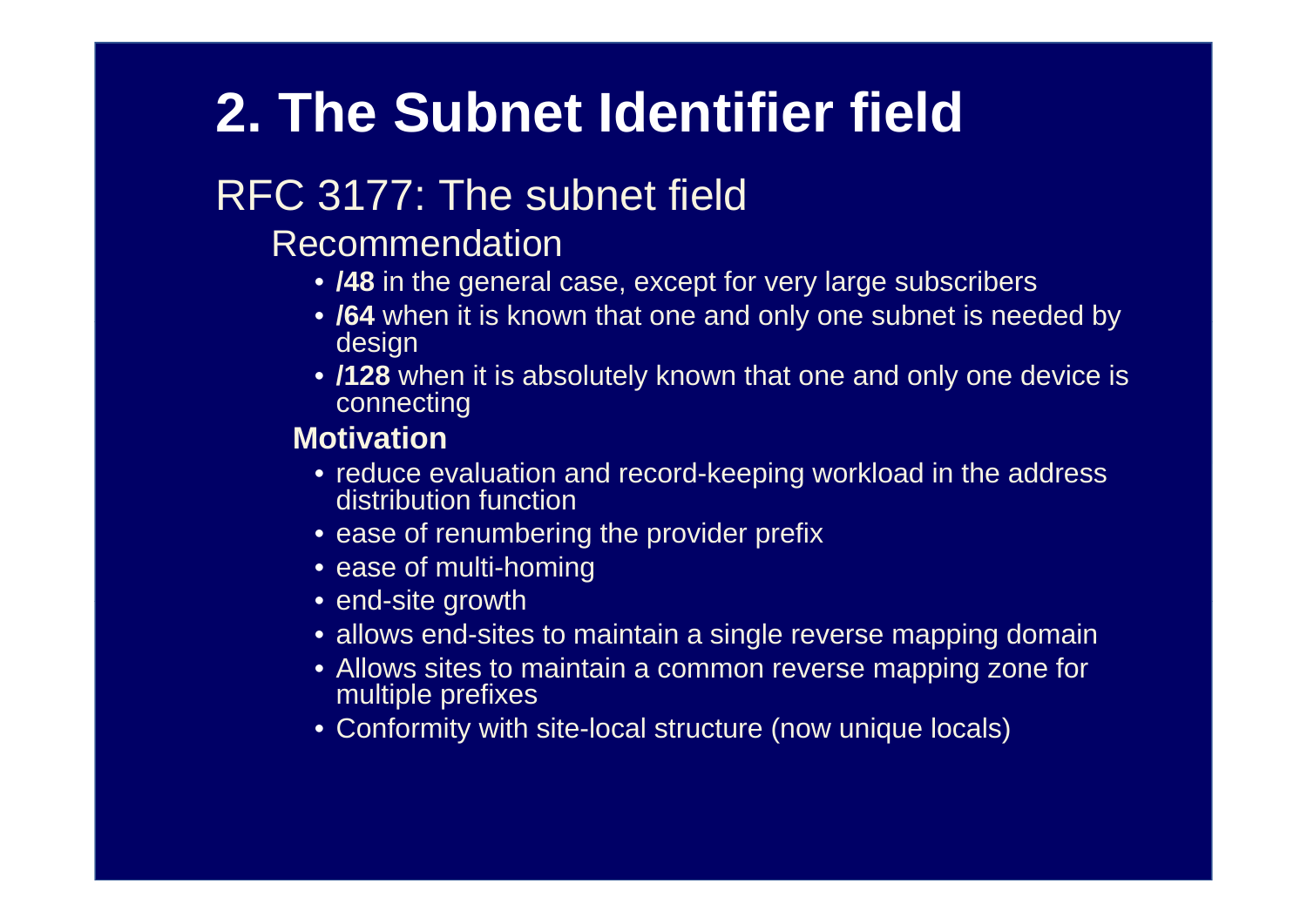# 2. The Subnet Identifier field

## RFC 3177: The subnet field

### Recommendation

- **/48** in the general case, except for very large subscribers
- **/64** when it is known that one and only one subnet is needed by design
- **/128** when it is absolutely known that one and only one device is connecting

### **Motivation**

- reduce evaluation and record-keeping workload in the address distribution function
- ease of renumbering the provider prefix
- ease of multi-homing
- end-site growth
- allows end-sites to maintain a single reverse mapping domain
- Allows sites to maintain a common reverse mapping zone for multiple prefixes
- Conformity with site-local structure (now unique locals)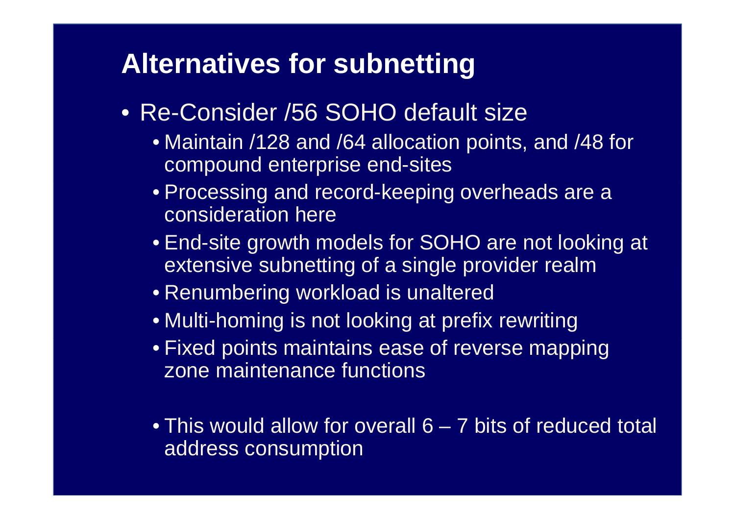# Alternatives for subnetting

- Re-Consider /56 SOHO default size
  - Maintain /128 and /64 allocation points, and /48 for compound enterprise end-sites
  - Processing and record-keeping overheads are a consideration here
  - End-site growth models for SOHO are not looking at extensive subnetting of a single provider realm
  - Renumbering workload is unaltered
  - Multi-homing is not looking at prefix rewriting
  - Fixed points maintains ease of reverse mapping zone maintenance functions
  - This would allow for overall 6 – 7 bits of reduced total address consumption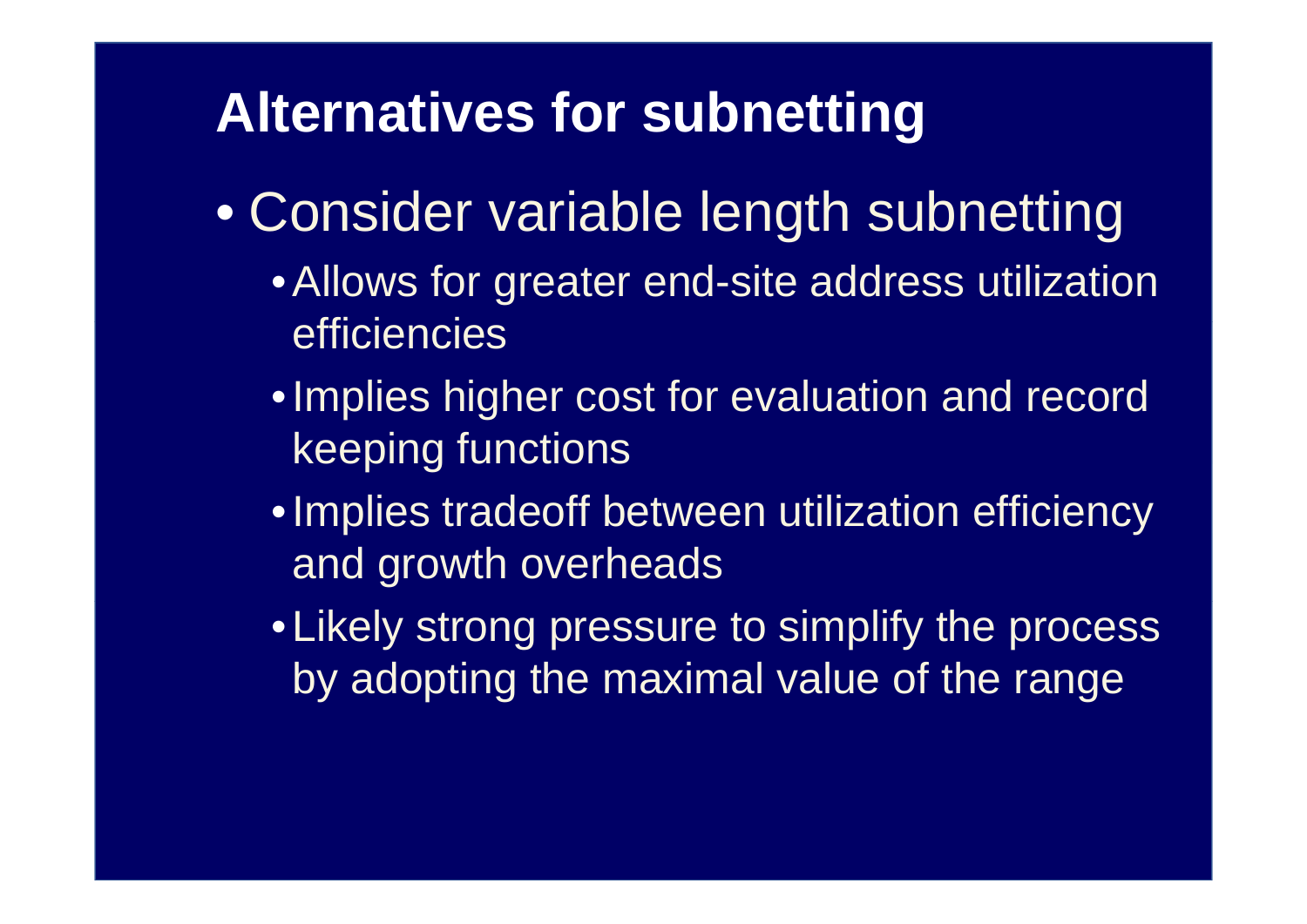## Alternatives for subnetting

- Consider variable length subnetting
  - Allows for greater end-site address utilization efficiencies
  - Implies higher cost for evaluation and record keeping functions
  - Implies tradeoff between utilization efficiency and growth overheads
  - Likely strong pressure to simplify the process by adopting the maximal value of the range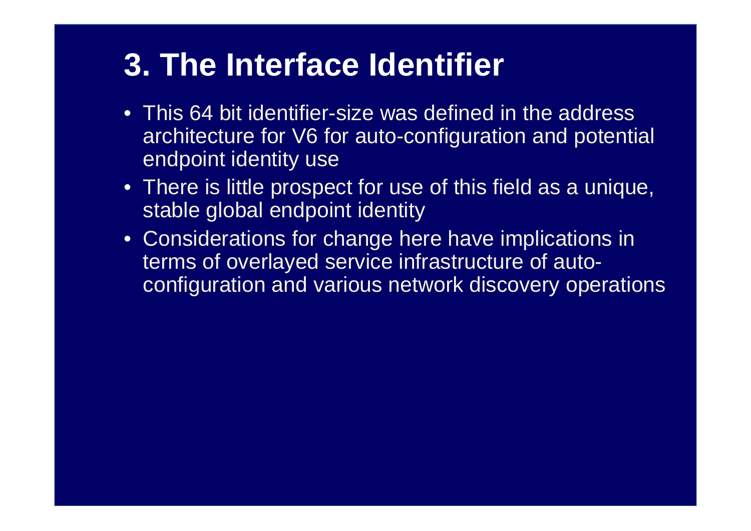# 3. The Interface Identifier

- This 64 bit identifier-size was defined in the address architecture for V6 for auto-configuration and potential endpoint identity use
- There is little prospect for use of this field as a unique, stable global endpoint identity
- Considerations for change here have implications in terms of overlayed service infrastructure of auto-configuration and various network discovery operations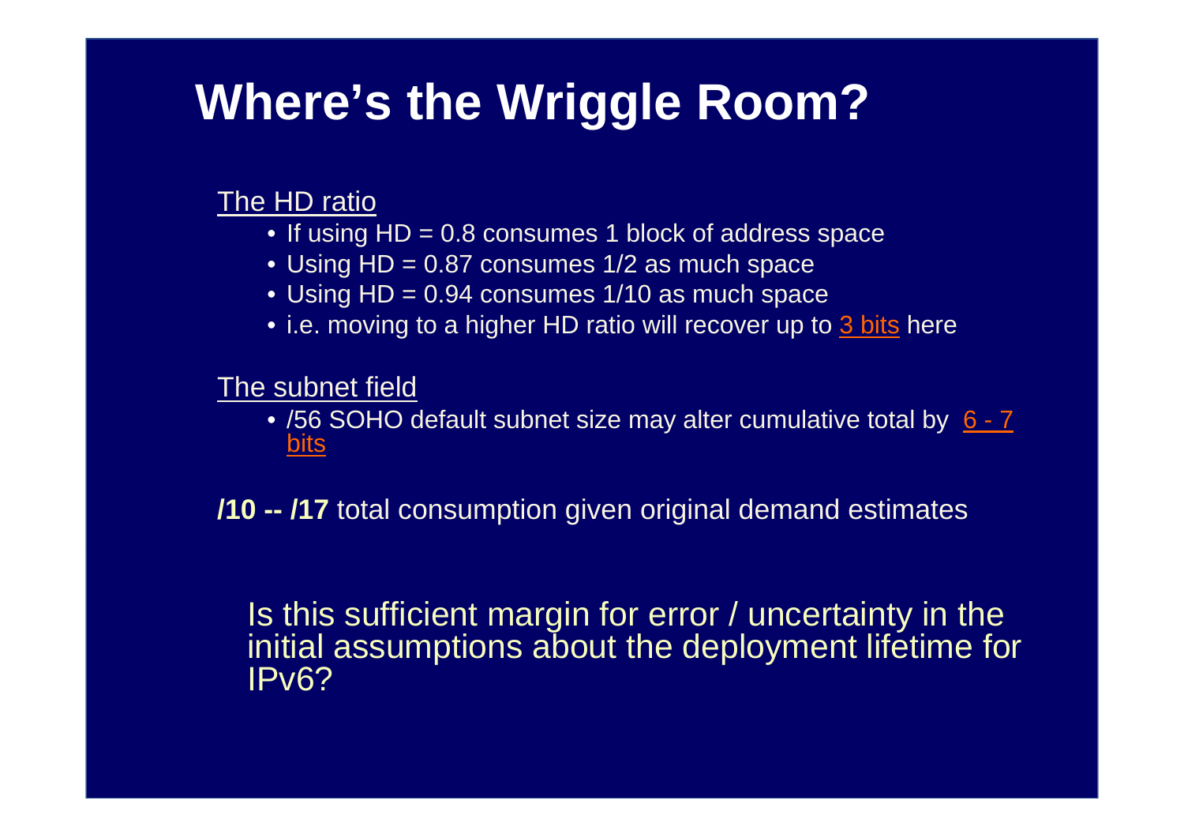# Where's the Wriggle Room?

The HD ratio

- If using HD = 0.8 consumes 1 block of address space
- Using HD = 0.87 consumes 1/2 as much space
- Using HD = 0.94 consumes 1/10 as much space
- i.e. moving to a higher HD ratio will recover up to 3 bits here

The subnet field

- /56 SOHO default subnet size may alter cumulative total by 6 - 7 bits

**/10 -- /17** total consumption given original demand estimates

Is this sufficient margin for error / uncertainty in the initial assumptions about the deployment lifetime for IPv6?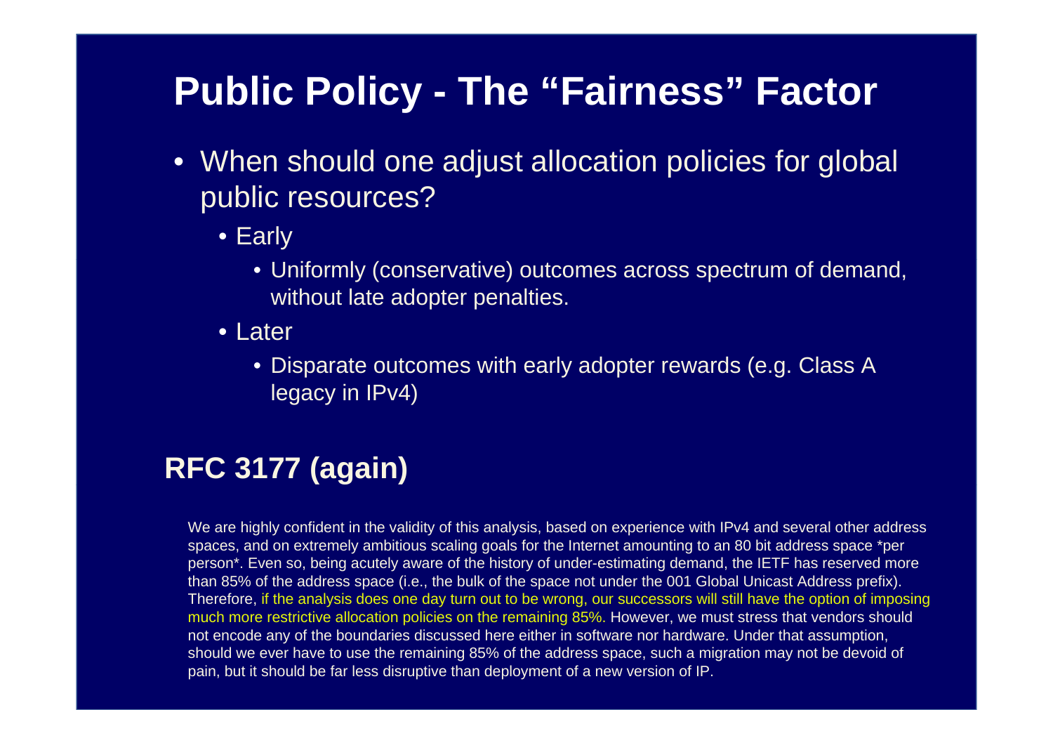# Public Policy - The "Fairness" Factor

- When should one adjust allocation policies for global public resources?
  - Early
    - Uniformly (conservative) outcomes across spectrum of demand, without late adopter penalties.
  - Later
    - Disparate outcomes with early adopter rewards (e.g. Class A legacy in IPv4)

## RFC 3177 (again)

We are highly confident in the validity of this analysis, based on experience with IPv4 and several other address spaces, and on extremely ambitious scaling goals for the Internet amounting to an 80 bit address space *per person*. Even so, being acutely aware of the history of under-estimating demand, the IETF has reserved more than 85% of the address space (i.e., the bulk of the space not under the 001 Global Unicast Address prefix). Therefore, if the analysis does one day turn out to be wrong, our successors will still have the option of imposing much more restrictive allocation policies on the remaining 85%. However, we must stress that vendors should not encode any of the boundaries discussed here either in software nor hardware. Under that assumption, should we ever have to use the remaining 85% of the address space, such a migration may not be devoid of pain, but it should be far less disruptive than deployment of a new version of IP.